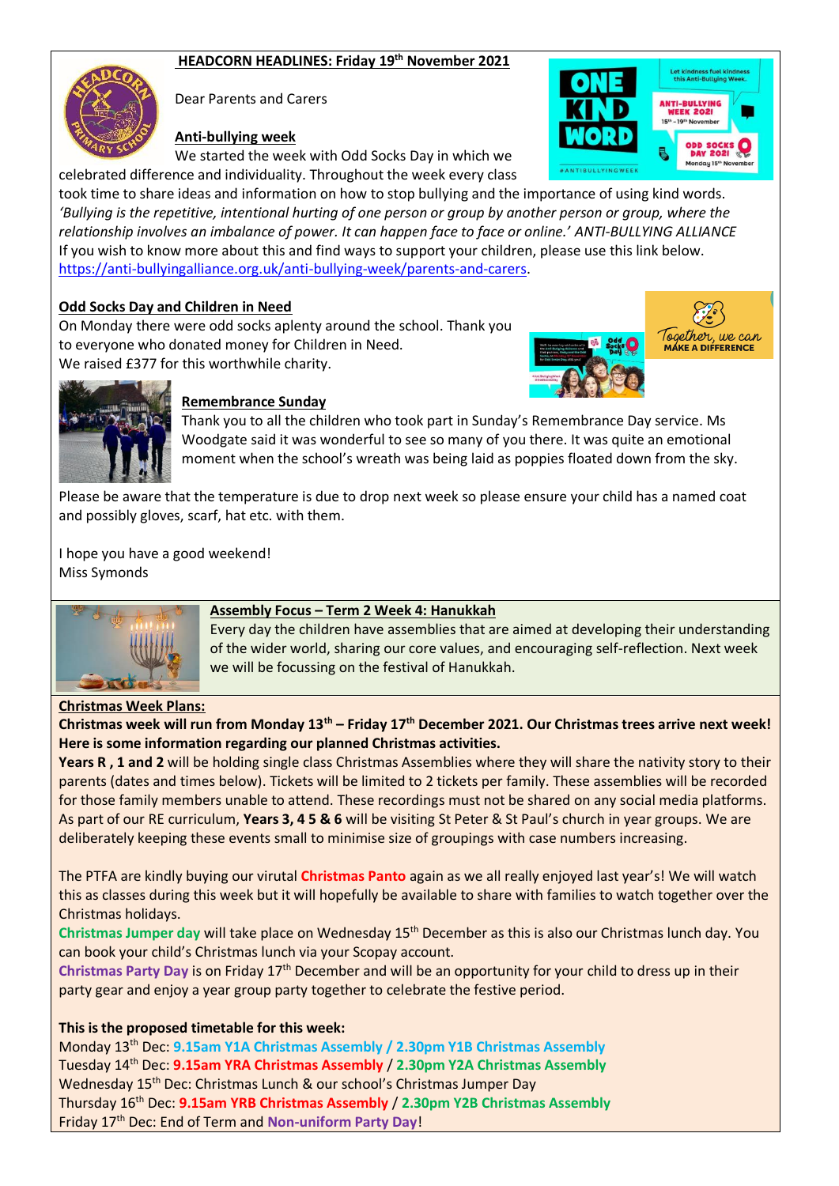# HEADCORN HEADLINES: Friday 19th November 2021

Dear Parents and Carers

**Anti-bullying week**

We started the week with Odd Socks Day in which we celebrated difference and individuality. Throughout the week every class took time to share ideas and information on how to stop bullying and the importance of using kind words.
*'Bullying is the repetitive, intentional hurting of one person or group by another person or group, where the relationship involves an imbalance of power. It can happen face to face or online.' ANTI-BULLYING ALLIANCE*
If you wish to know more about this and find ways to support your children, please use this link below.
https://anti-bullyingalliance.org.uk/anti-bullying-week/parents-and-carers.

**Odd Socks Day and Children in Need**

On Monday there were odd socks aplenty around the school. Thank you to everyone who donated money for Children in Need.
We raised £377 for this worthwhile charity.

**Remembrance Sunday**

Thank you to all the children who took part in Sunday's Remembrance Day service. Ms Woodgate said it was wonderful to see so many of you there. It was quite an emotional moment when the school's wreath was being laid as poppies floated down from the sky.

Please be aware that the temperature is due to drop next week so please ensure your child has a named coat and possibly gloves, scarf, hat etc. with them.

I hope you have a good weekend!
Miss Symonds

**Assembly Focus – Term 2 Week 4: Hanukkah**

Every day the children have assemblies that are aimed at developing their understanding of the wider world, sharing our core values, and encouraging self-reflection. Next week we will be focussing on the festival of Hanukkah.

**Christmas Week Plans:**

**Christmas week will run from Monday 13th – Friday 17th December 2021. Our Christmas trees arrive next week! Here is some information regarding our planned Christmas activities.**

**Years R , 1 and 2** will be holding single class Christmas Assemblies where they will share the nativity story to their parents (dates and times below). Tickets will be limited to 2 tickets per family. These assemblies will be recorded for those family members unable to attend. These recordings must not be shared on any social media platforms. As part of our RE curriculum, **Years 3, 4 5 & 6** will be visiting St Peter & St Paul's church in year groups. We are deliberately keeping these events small to minimise size of groupings with case numbers increasing.

The PTFA are kindly buying our virutal **Christmas Panto** again as we all really enjoyed last year's! We will watch this as classes during this week but it will hopefully be available to share with families to watch together over the Christmas holidays.

**Christmas Jumper day** will take place on Wednesday 15th December as this is also our Christmas lunch day. You can book your child's Christmas lunch via your Scopay account.

**Christmas Party Day** is on Friday 17th December and will be an opportunity for your child to dress up in their party gear and enjoy a year group party together to celebrate the festive period.

**This is the proposed timetable for this week:**

Monday 13th Dec: **9.15am Y1A Christmas Assembly / 2.30pm Y1B Christmas Assembly**
Tuesday 14th Dec: **9.15am YRA Christmas Assembly** / **2.30pm Y2A Christmas Assembly**
Wednesday 15th Dec: Christmas Lunch & our school's Christmas Jumper Day
Thursday 16th Dec: **9.15am YRB Christmas Assembly** / **2.30pm Y2B Christmas Assembly**
Friday 17th Dec: End of Term and **Non-uniform Party Day**!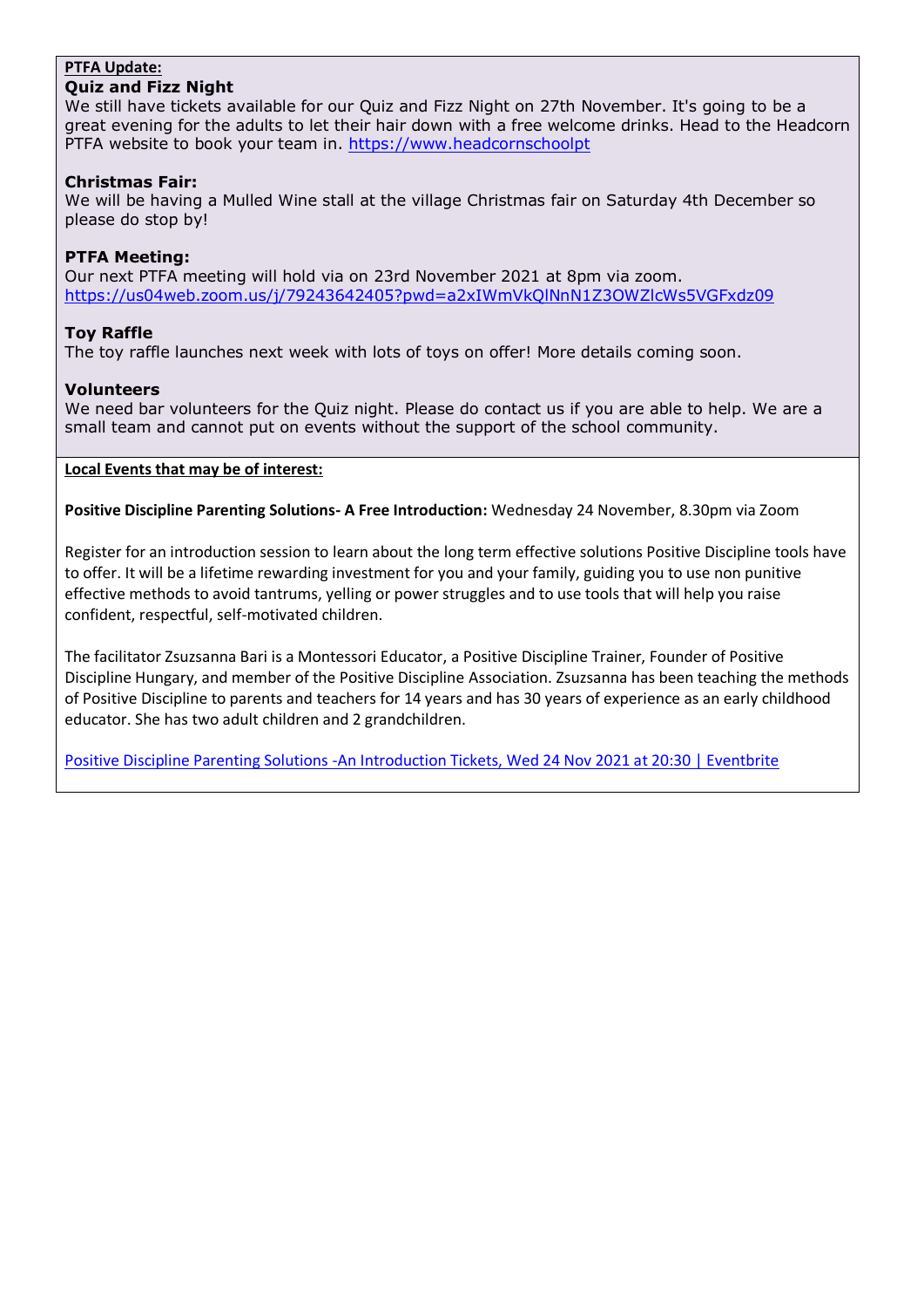**PTFA Update:**

**Quiz and Fizz Night**

We still have tickets available for our Quiz and Fizz Night on 27th November. It's going to be a great evening for the adults to let their hair down with a free welcome drinks. Head to the Headcorn PTFA website to book your team in. https://www.headcornschoolpt

**Christmas Fair:**

We will be having a Mulled Wine stall at the village Christmas fair on Saturday 4th December so please do stop by!

**PTFA Meeting:**

Our next PTFA meeting will hold via on 23rd November 2021 at 8pm via zoom. https://us04web.zoom.us/j/79243642405?pwd=a2xIWmVkQlNnN1Z3OWZlcWs5VGFxdz09

**Toy Raffle**

The toy raffle launches next week with lots of toys on offer! More details coming soon.

**Volunteers**

We need bar volunteers for the Quiz night. Please do contact us if you are able to help. We are a small team and cannot put on events without the support of the school community.

**Local Events that may be of interest:**

**Positive Discipline Parenting Solutions- A Free Introduction:** Wednesday 24 November, 8.30pm via Zoom

Register for an introduction session to learn about the long term effective solutions Positive Discipline tools have to offer. It will be a lifetime rewarding investment for you and your family, guiding you to use non punitive effective methods to avoid tantrums, yelling or power struggles and to use tools that will help you raise confident, respectful, self-motivated children.

The facilitator Zsuzsanna Bari is a Montessori Educator, a Positive Discipline Trainer, Founder of Positive Discipline Hungary, and member of the Positive Discipline Association. Zsuzsanna has been teaching the methods of Positive Discipline to parents and teachers for 14 years and has 30 years of experience as an early childhood educator. She has two adult children and 2 grandchildren.

Positive Discipline Parenting Solutions -An Introduction Tickets, Wed 24 Nov 2021 at 20:30 | Eventbrite